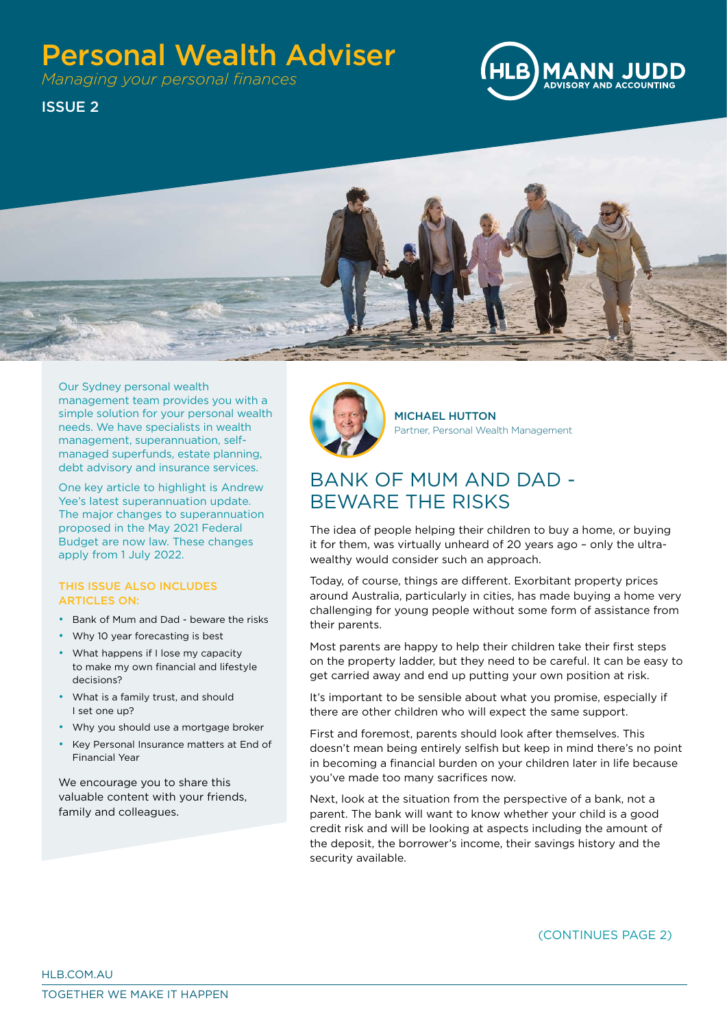# Personal Wealth Adviser

*Managing your personal finances*

ISSUE 2

Our Sydney personal wealth management team provides you with a simple solution for your personal wealth needs. We have specialists in wealth management, superannuation, self-managed superfunds, estate planning, debt advisory and insurance services.

One key article to highlight is Andrew Yee's latest superannuation update. The major changes to superannuation proposed in the May 2021 Federal Budget are now law. These changes apply from 1 July 2022.

**THIS ISSUE ALSO INCLUDES ARTICLES ON:**

- Bank of Mum and Dad - beware the risks
- Why 10 year forecasting is best
- What happens if I lose my capacity to make my own financial and lifestyle decisions?
- What is a family trust, and should I set one up?
- Why you should use a mortgage broker
- Key Personal Insurance matters at End of Financial Year

We encourage you to share this valuable content with your friends, family and colleagues.

**MICHAEL HUTTON**
Partner, Personal Wealth Management

## BANK OF MUM AND DAD - BEWARE THE RISKS

The idea of people helping their children to buy a home, or buying it for them, was virtually unheard of 20 years ago – only the ultra-wealthy would consider such an approach.

Today, of course, things are different. Exorbitant property prices around Australia, particularly in cities, has made buying a home very challenging for young people without some form of assistance from their parents.

Most parents are happy to help their children take their first steps on the property ladder, but they need to be careful. It can be easy to get carried away and end up putting your own position at risk.

It's important to be sensible about what you promise, especially if there are other children who will expect the same support.

First and foremost, parents should look after themselves. This doesn't mean being entirely selfish but keep in mind there's no point in becoming a financial burden on your children later in life because you've made too many sacrifices now.

Next, look at the situation from the perspective of a bank, not a parent. The bank will want to know whether your child is a good credit risk and will be looking at aspects including the amount of the deposit, the borrower's income, their savings history and the security available.

(CONTINUES PAGE 2)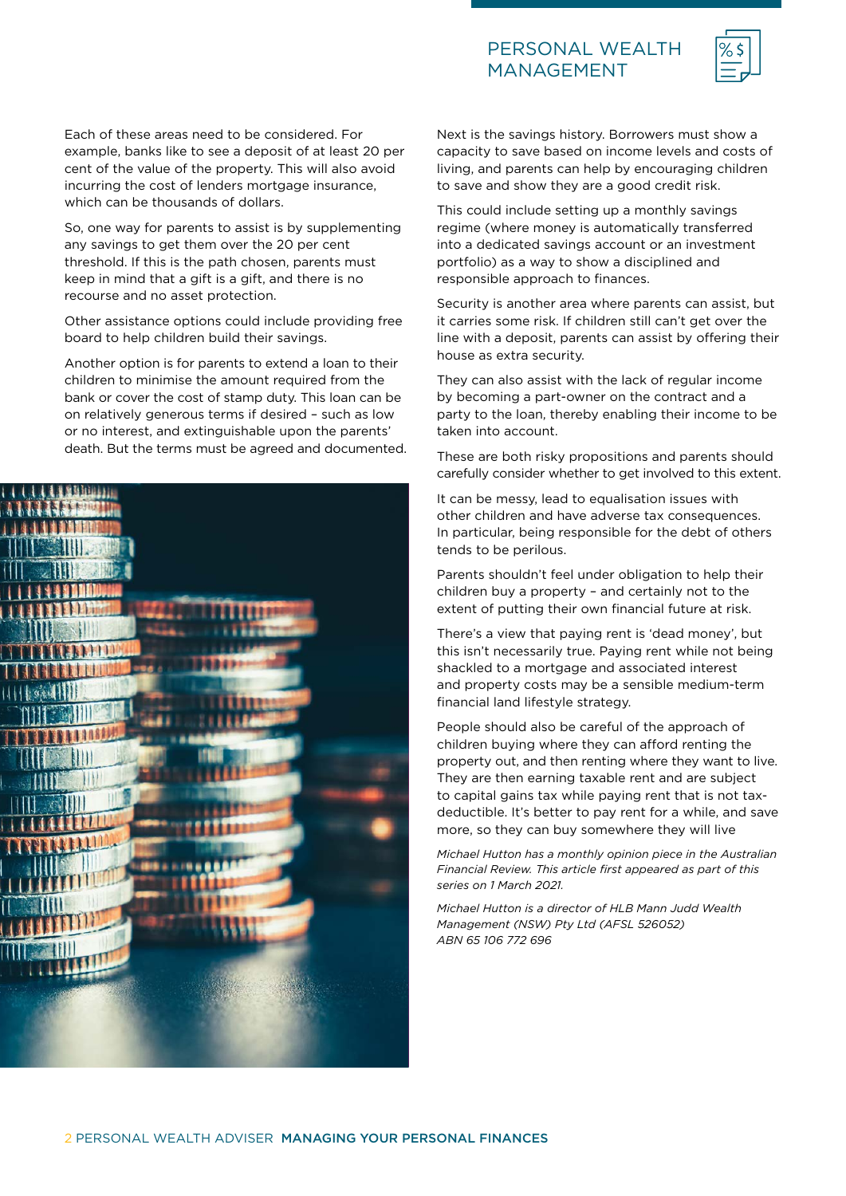Each of these areas need to be considered. For example, banks like to see a deposit of at least 20 per cent of the value of the property. This will also avoid incurring the cost of lenders mortgage insurance, which can be thousands of dollars.

So, one way for parents to assist is by supplementing any savings to get them over the 20 per cent threshold. If this is the path chosen, parents must keep in mind that a gift is a gift, and there is no recourse and no asset protection.

Other assistance options could include providing free board to help children build their savings.

Another option is for parents to extend a loan to their children to minimise the amount required from the bank or cover the cost of stamp duty. This loan can be on relatively generous terms if desired – such as low or no interest, and extinguishable upon the parents' death. But the terms must be agreed and documented.

Next is the savings history. Borrowers must show a capacity to save based on income levels and costs of living, and parents can help by encouraging children to save and show they are a good credit risk.

This could include setting up a monthly savings regime (where money is automatically transferred into a dedicated savings account or an investment portfolio) as a way to show a disciplined and responsible approach to finances.

Security is another area where parents can assist, but it carries some risk. If children still can't get over the line with a deposit, parents can assist by offering their house as extra security.

They can also assist with the lack of regular income by becoming a part-owner on the contract and a party to the loan, thereby enabling their income to be taken into account.

These are both risky propositions and parents should carefully consider whether to get involved to this extent.

It can be messy, lead to equalisation issues with other children and have adverse tax consequences. In particular, being responsible for the debt of others tends to be perilous.

Parents shouldn't feel under obligation to help their children buy a property – and certainly not to the extent of putting their own financial future at risk.

There's a view that paying rent is 'dead money', but this isn't necessarily true. Paying rent while not being shackled to a mortgage and associated interest and property costs may be a sensible medium-term financial land lifestyle strategy.

People should also be careful of the approach of children buying where they can afford renting the property out, and then renting where they want to live. They are then earning taxable rent and are subject to capital gains tax while paying rent that is not tax-deductible. It's better to pay rent for a while, and save more, so they can buy somewhere they will live

*Michael Hutton has a monthly opinion piece in the Australian Financial Review. This article first appeared as part of this series on 1 March 2021.*

*Michael Hutton is a director of HLB Mann Judd Wealth Management (NSW) Pty Ltd (AFSL 526052) ABN 65 106 772 696*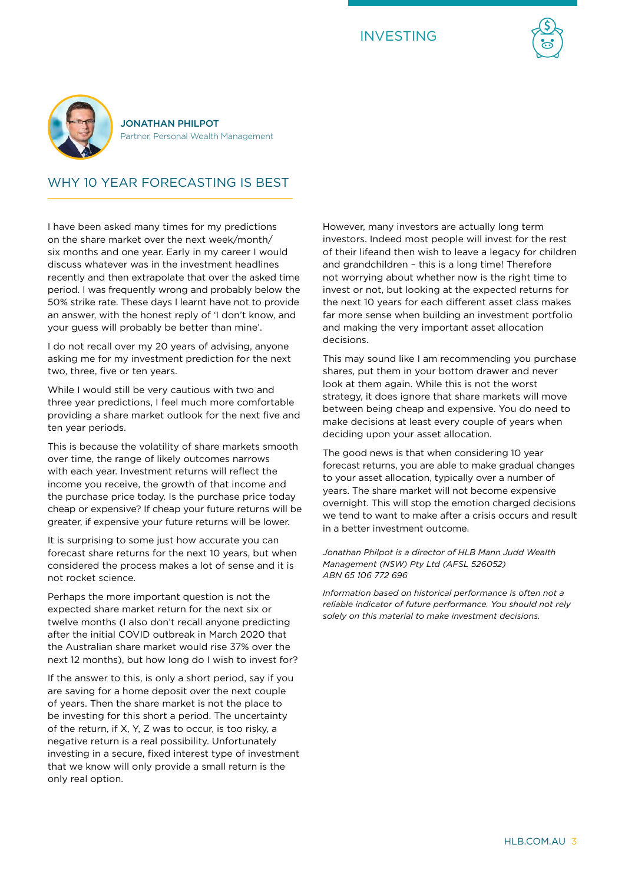INVESTING

**JONATHAN PHILPOT**
Partner, Personal Wealth Management

## WHY 10 YEAR FORECASTING IS BEST

I have been asked many times for my predictions on the share market over the next week/month/six months and one year. Early in my career I would discuss whatever was in the investment headlines recently and then extrapolate that over the asked time period. I was frequently wrong and probably below the 50% strike rate. These days I learnt have not to provide an answer, with the honest reply of 'I don't know, and your guess will probably be better than mine'.

I do not recall over my 20 years of advising, anyone asking me for my investment prediction for the next two, three, five or ten years.

While I would still be very cautious with two and three year predictions, I feel much more comfortable providing a share market outlook for the next five and ten year periods.

This is because the volatility of share markets smooth over time, the range of likely outcomes narrows with each year. Investment returns will reflect the income you receive, the growth of that income and the purchase price today. Is the purchase price today cheap or expensive? If cheap your future returns will be greater, if expensive your future returns will be lower.

It is surprising to some just how accurate you can forecast share returns for the next 10 years, but when considered the process makes a lot of sense and it is not rocket science.

Perhaps the more important question is not the expected share market return for the next six or twelve months (I also don't recall anyone predicting after the initial COVID outbreak in March 2020 that the Australian share market would rise 37% over the next 12 months), but how long do I wish to invest for?

If the answer to this, is only a short period, say if you are saving for a home deposit over the next couple of years. Then the share market is not the place to be investing for this short a period. The uncertainty of the return, if X, Y, Z was to occur, is too risky, a negative return is a real possibility. Unfortunately investing in a secure, fixed interest type of investment that we know will only provide a small return is the only real option.

However, many investors are actually long term investors. Indeed most people will invest for the rest of their lifeand then wish to leave a legacy for children and grandchildren – this is a long time! Therefore not worrying about whether now is the right time to invest or not, but looking at the expected returns for the next 10 years for each different asset class makes far more sense when building an investment portfolio and making the very important asset allocation decisions.

This may sound like I am recommending you purchase shares, put them in your bottom drawer and never look at them again. While this is not the worst strategy, it does ignore that share markets will move between being cheap and expensive. You do need to make decisions at least every couple of years when deciding upon your asset allocation.

The good news is that when considering 10 year forecast returns, you are able to make gradual changes to your asset allocation, typically over a number of years. The share market will not become expensive overnight. This will stop the emotion charged decisions we tend to want to make after a crisis occurs and result in a better investment outcome.

*Jonathan Philpot is a director of HLB Mann Judd Wealth Management (NSW) Pty Ltd (AFSL 526052)*
*ABN 65 106 772 696*

*Information based on historical performance is often not a reliable indicator of future performance. You should not rely solely on this material to make investment decisions.*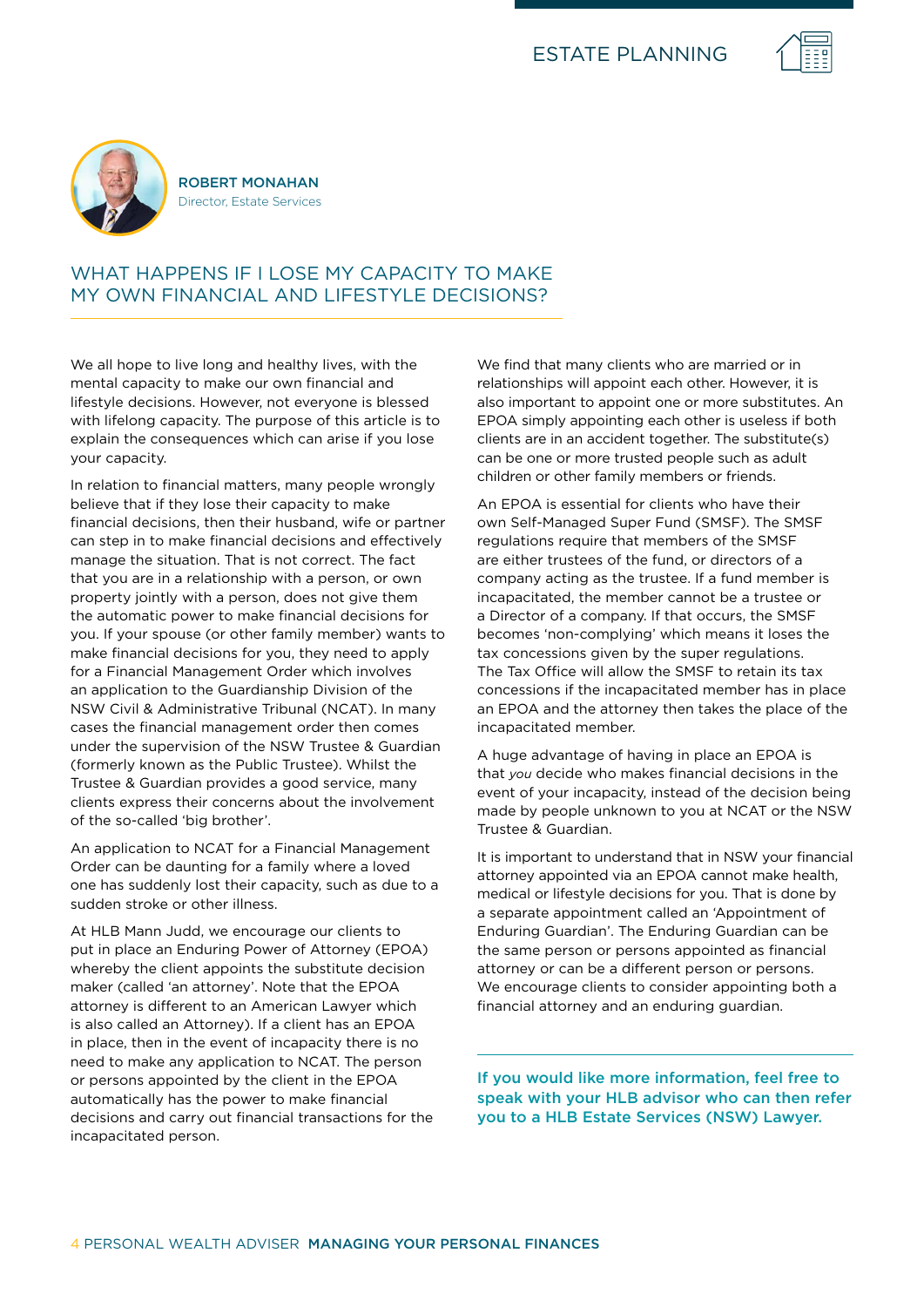ESTATE PLANNING

**ROBERT MONAHAN**
Director, Estate Services

## WHAT HAPPENS IF I LOSE MY CAPACITY TO MAKE MY OWN FINANCIAL AND LIFESTYLE DECISIONS?

We all hope to live long and healthy lives, with the mental capacity to make our own financial and lifestyle decisions. However, not everyone is blessed with lifelong capacity. The purpose of this article is to explain the consequences which can arise if you lose your capacity.

In relation to financial matters, many people wrongly believe that if they lose their capacity to make financial decisions, then their husband, wife or partner can step in to make financial decisions and effectively manage the situation. That is not correct. The fact that you are in a relationship with a person, or own property jointly with a person, does not give them the automatic power to make financial decisions for you. If your spouse (or other family member) wants to make financial decisions for you, they need to apply for a Financial Management Order which involves an application to the Guardianship Division of the NSW Civil & Administrative Tribunal (NCAT). In many cases the financial management order then comes under the supervision of the NSW Trustee & Guardian (formerly known as the Public Trustee). Whilst the Trustee & Guardian provides a good service, many clients express their concerns about the involvement of the so-called 'big brother'.

An application to NCAT for a Financial Management Order can be daunting for a family where a loved one has suddenly lost their capacity, such as due to a sudden stroke or other illness.

At HLB Mann Judd, we encourage our clients to put in place an Enduring Power of Attorney (EPOA) whereby the client appoints the substitute decision maker (called 'an attorney'. Note that the EPOA attorney is different to an American Lawyer which is also called an Attorney). If a client has an EPOA in place, then in the event of incapacity there is no need to make any application to NCAT. The person or persons appointed by the client in the EPOA automatically has the power to make financial decisions and carry out financial transactions for the incapacitated person.

We find that many clients who are married or in relationships will appoint each other. However, it is also important to appoint one or more substitutes. An EPOA simply appointing each other is useless if both clients are in an accident together. The substitute(s) can be one or more trusted people such as adult children or other family members or friends.

An EPOA is essential for clients who have their own Self-Managed Super Fund (SMSF). The SMSF regulations require that members of the SMSF are either trustees of the fund, or directors of a company acting as the trustee. If a fund member is incapacitated, the member cannot be a trustee or a Director of a company. If that occurs, the SMSF becomes 'non-complying' which means it loses the tax concessions given by the super regulations. The Tax Office will allow the SMSF to retain its tax concessions if the incapacitated member has in place an EPOA and the attorney then takes the place of the incapacitated member.

A huge advantage of having in place an EPOA is that *you* decide who makes financial decisions in the event of your incapacity, instead of the decision being made by people unknown to you at NCAT or the NSW Trustee & Guardian.

It is important to understand that in NSW your financial attorney appointed via an EPOA cannot make health, medical or lifestyle decisions for you. That is done by a separate appointment called an 'Appointment of Enduring Guardian'. The Enduring Guardian can be the same person or persons appointed as financial attorney or can be a different person or persons. We encourage clients to consider appointing both a financial attorney and an enduring guardian.

**If you would like more information, feel free to speak with your HLB advisor who can then refer you to a HLB Estate Services (NSW) Lawyer.**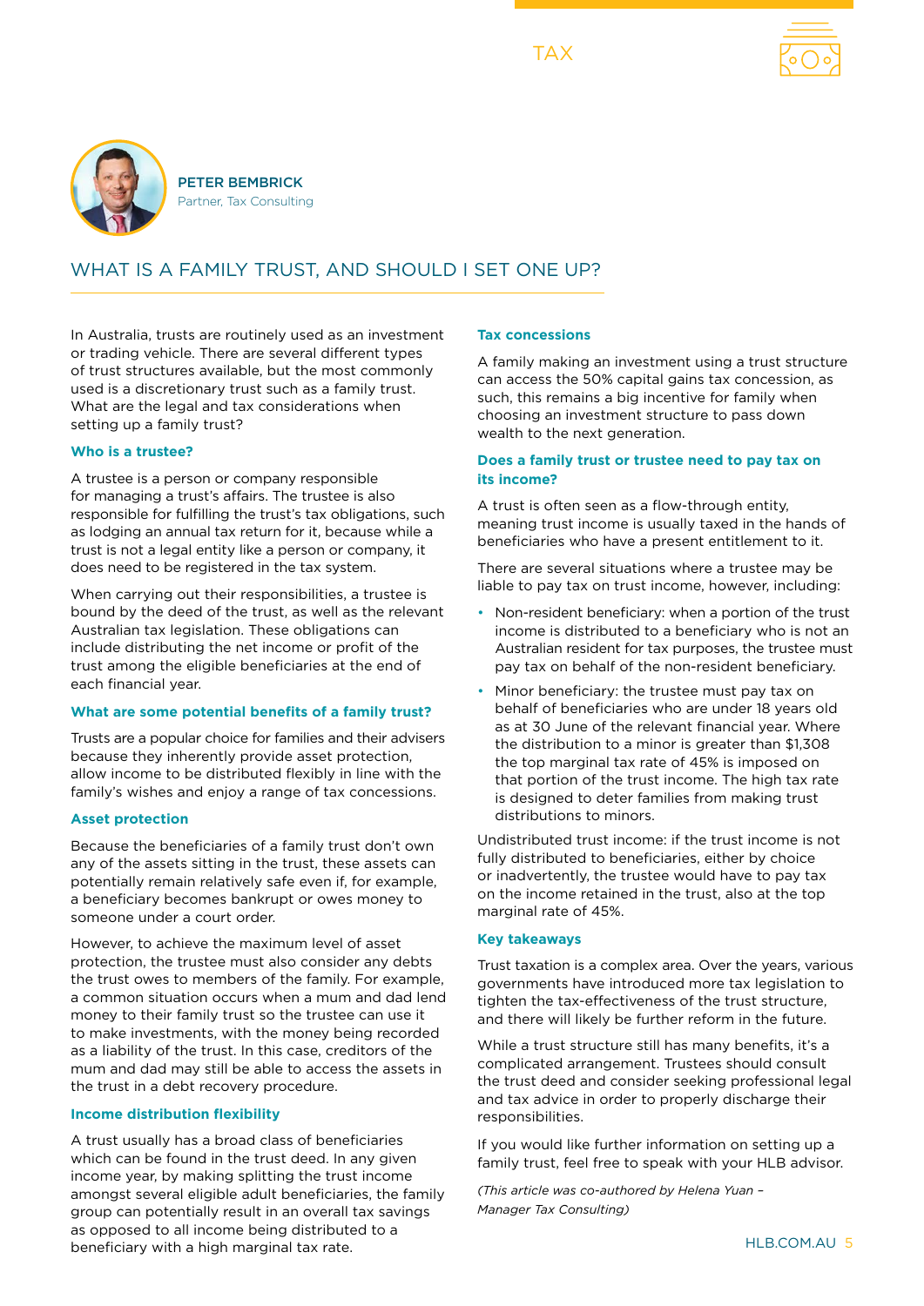TAX

**PETER BEMBRICK**
Partner, Tax Consulting

# WHAT IS A FAMILY TRUST, AND SHOULD I SET ONE UP?

In Australia, trusts are routinely used as an investment or trading vehicle. There are several different types of trust structures available, but the most commonly used is a discretionary trust such as a family trust. What are the legal and tax considerations when setting up a family trust?

### Who is a trustee?

A trustee is a person or company responsible for managing a trust's affairs. The trustee is also responsible for fulfilling the trust's tax obligations, such as lodging an annual tax return for it, because while a trust is not a legal entity like a person or company, it does need to be registered in the tax system.

When carrying out their responsibilities, a trustee is bound by the deed of the trust, as well as the relevant Australian tax legislation. These obligations can include distributing the net income or profit of the trust among the eligible beneficiaries at the end of each financial year.

### What are some potential benefits of a family trust?

Trusts are a popular choice for families and their advisers because they inherently provide asset protection, allow income to be distributed flexibly in line with the family's wishes and enjoy a range of tax concessions.

### Asset protection

Because the beneficiaries of a family trust don't own any of the assets sitting in the trust, these assets can potentially remain relatively safe even if, for example, a beneficiary becomes bankrupt or owes money to someone under a court order.

However, to achieve the maximum level of asset protection, the trustee must also consider any debts the trust owes to members of the family. For example, a common situation occurs when a mum and dad lend money to their family trust so the trustee can use it to make investments, with the money being recorded as a liability of the trust. In this case, creditors of the mum and dad may still be able to access the assets in the trust in a debt recovery procedure.

### Income distribution flexibility

A trust usually has a broad class of beneficiaries which can be found in the trust deed. In any given income year, by making splitting the trust income amongst several eligible adult beneficiaries, the family group can potentially result in an overall tax savings as opposed to all income being distributed to a beneficiary with a high marginal tax rate.

### Tax concessions

A family making an investment using a trust structure can access the 50% capital gains tax concession, as such, this remains a big incentive for family when choosing an investment structure to pass down wealth to the next generation.

### Does a family trust or trustee need to pay tax on its income?

A trust is often seen as a flow-through entity, meaning trust income is usually taxed in the hands of beneficiaries who have a present entitlement to it.

There are several situations where a trustee may be liable to pay tax on trust income, however, including:

- Non-resident beneficiary: when a portion of the trust income is distributed to a beneficiary who is not an Australian resident for tax purposes, the trustee must pay tax on behalf of the non-resident beneficiary.
- Minor beneficiary: the trustee must pay tax on behalf of beneficiaries who are under 18 years old as at 30 June of the relevant financial year. Where the distribution to a minor is greater than $1,308 the top marginal tax rate of 45% is imposed on that portion of the trust income. The high tax rate is designed to deter families from making trust distributions to minors.

Undistributed trust income: if the trust income is not fully distributed to beneficiaries, either by choice or inadvertently, the trustee would have to pay tax on the income retained in the trust, also at the top marginal rate of 45%.

### Key takeaways

Trust taxation is a complex area. Over the years, various governments have introduced more tax legislation to tighten the tax-effectiveness of the trust structure, and there will likely be further reform in the future.

While a trust structure still has many benefits, it's a complicated arrangement. Trustees should consult the trust deed and consider seeking professional legal and tax advice in order to properly discharge their responsibilities.

If you would like further information on setting up a family trust, feel free to speak with your HLB advisor.

*(This article was co-authored by Helena Yuan – Manager Tax Consulting)*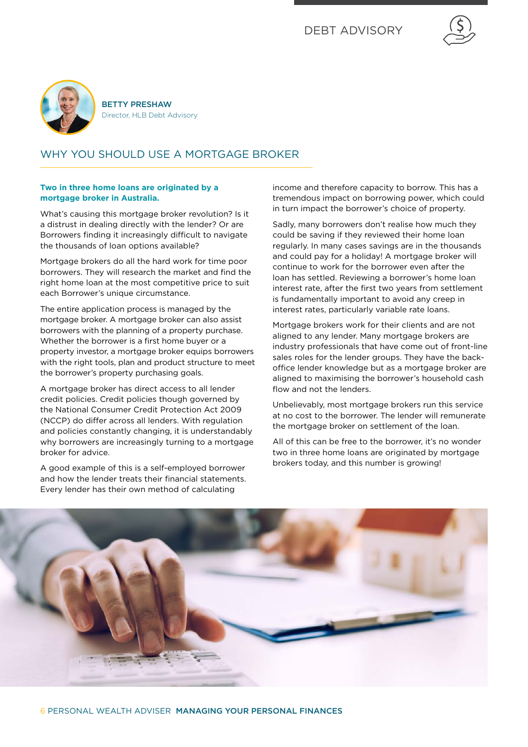DEBT ADVISORY

**BETTY PRESHAW**
Director, HLB Debt Advisory

## WHY YOU SHOULD USE A MORTGAGE BROKER

**Two in three home loans are originated by a mortgage broker in Australia.**

What's causing this mortgage broker revolution? Is it a distrust in dealing directly with the lender? Or are Borrowers finding it increasingly difficult to navigate the thousands of loan options available?

Mortgage brokers do all the hard work for time poor borrowers. They will research the market and find the right home loan at the most competitive price to suit each Borrower's unique circumstance.

The entire application process is managed by the mortgage broker. A mortgage broker can also assist borrowers with the planning of a property purchase. Whether the borrower is a first home buyer or a property investor, a mortgage broker equips borrowers with the right tools, plan and product structure to meet the borrower's property purchasing goals.

A mortgage broker has direct access to all lender credit policies. Credit policies though governed by the National Consumer Credit Protection Act 2009 (NCCP) do differ across all lenders. With regulation and policies constantly changing, it is understandably why borrowers are increasingly turning to a mortgage broker for advice.

A good example of this is a self-employed borrower and how the lender treats their financial statements. Every lender has their own method of calculating income and therefore capacity to borrow. This has a tremendous impact on borrowing power, which could in turn impact the borrower's choice of property.

Sadly, many borrowers don't realise how much they could be saving if they reviewed their home loan regularly. In many cases savings are in the thousands and could pay for a holiday! A mortgage broker will continue to work for the borrower even after the loan has settled. Reviewing a borrower's home loan interest rate, after the first two years from settlement is fundamentally important to avoid any creep in interest rates, particularly variable rate loans.

Mortgage brokers work for their clients and are not aligned to any lender. Many mortgage brokers are industry professionals that have come out of front-line sales roles for the lender groups. They have the back-office lender knowledge but as a mortgage broker are aligned to maximising the borrower's household cash flow and not the lenders.

Unbelievably, most mortgage brokers run this service at no cost to the borrower. The lender will remunerate the mortgage broker on settlement of the loan.

All of this can be free to the borrower, it's no wonder two in three home loans are originated by mortgage brokers today, and this number is growing!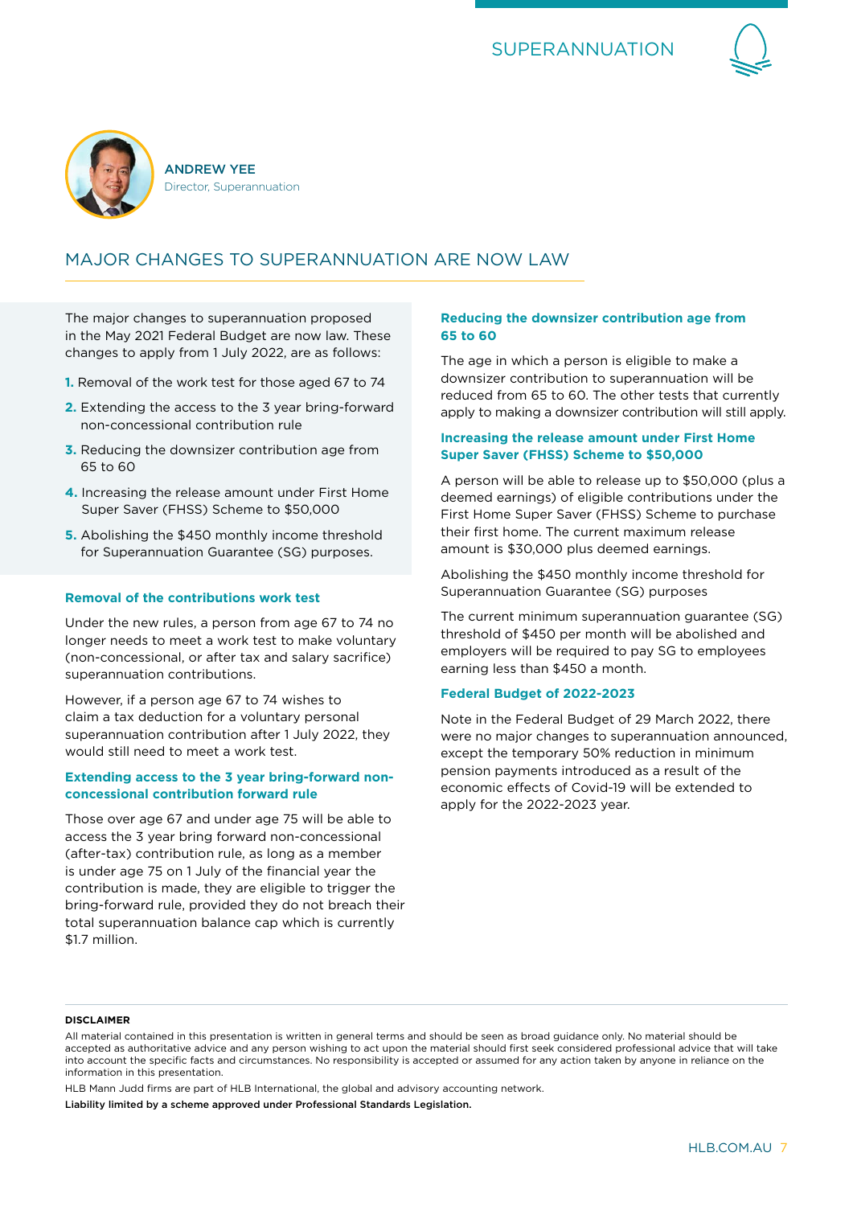SUPERANNUATION

**ANDREW YEE**
Director, Superannuation

## MAJOR CHANGES TO SUPERANNUATION ARE NOW LAW

The major changes to superannuation proposed in the May 2021 Federal Budget are now law. These changes to apply from 1 July 2022, are as follows:

1. Removal of the work test for those aged 67 to 74
2. Extending the access to the 3 year bring-forward non-concessional contribution rule
3. Reducing the downsizer contribution age from 65 to 60
4. Increasing the release amount under First Home Super Saver (FHSS) Scheme to $50,000
5. Abolishing the $450 monthly income threshold for Superannuation Guarantee (SG) purposes.

### Removal of the contributions work test

Under the new rules, a person from age 67 to 74 no longer needs to meet a work test to make voluntary (non-concessional, or after tax and salary sacrifice) superannuation contributions.

However, if a person age 67 to 74 wishes to claim a tax deduction for a voluntary personal superannuation contribution after 1 July 2022, they would still need to meet a work test.

### Extending access to the 3 year bring-forward non-concessional contribution forward rule

Those over age 67 and under age 75 will be able to access the 3 year bring forward non-concessional (after-tax) contribution rule, as long as a member is under age 75 on 1 July of the financial year the contribution is made, they are eligible to trigger the bring-forward rule, provided they do not breach their total superannuation balance cap which is currently $1.7 million.

### Reducing the downsizer contribution age from 65 to 60

The age in which a person is eligible to make a downsizer contribution to superannuation will be reduced from 65 to 60. The other tests that currently apply to making a downsizer contribution will still apply.

### Increasing the release amount under First Home Super Saver (FHSS) Scheme to $50,000

A person will be able to release up to $50,000 (plus a deemed earnings) of eligible contributions under the First Home Super Saver (FHSS) Scheme to purchase their first home. The current maximum release amount is $30,000 plus deemed earnings.

Abolishing the $450 monthly income threshold for Superannuation Guarantee (SG) purposes

The current minimum superannuation guarantee (SG) threshold of $450 per month will be abolished and employers will be required to pay SG to employees earning less than $450 a month.

### Federal Budget of 2022-2023

Note in the Federal Budget of 29 March 2022, there were no major changes to superannuation announced, except the temporary 50% reduction in minimum pension payments introduced as a result of the economic effects of Covid-19 will be extended to apply for the 2022-2023 year.

---

**DISCLAIMER**

All material contained in this presentation is written in general terms and should be seen as broad guidance only. No material should be accepted as authoritative advice and any person wishing to act upon the material should first seek considered professional advice that will take into account the specific facts and circumstances. No responsibility is accepted or assumed for any action taken by anyone in reliance on the information in this presentation.

HLB Mann Judd firms are part of HLB International, the global and advisory accounting network.

**Liability limited by a scheme approved under Professional Standards Legislation.**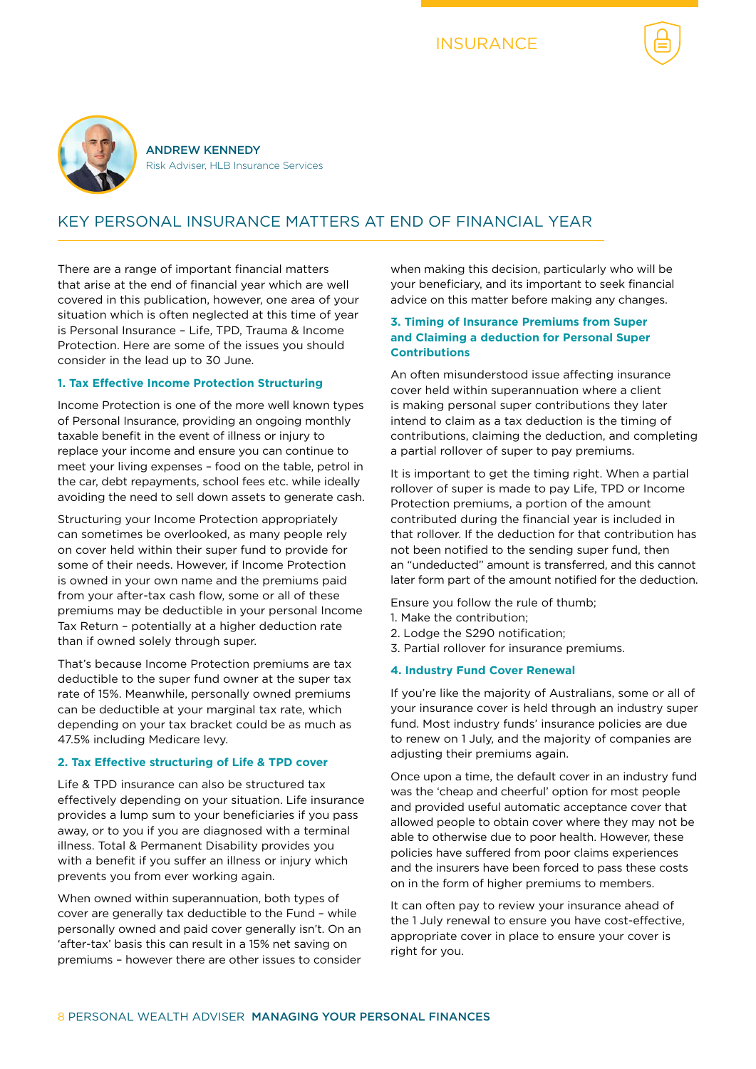INSURANCE

**ANDREW KENNEDY**
Risk Adviser, HLB Insurance Services

## KEY PERSONAL INSURANCE MATTERS AT END OF FINANCIAL YEAR

There are a range of important financial matters that arise at the end of financial year which are well covered in this publication, however, one area of your situation which is often neglected at this time of year is Personal Insurance – Life, TPD, Trauma & Income Protection. Here are some of the issues you should consider in the lead up to 30 June.

### 1. Tax Effective Income Protection Structuring

Income Protection is one of the more well known types of Personal Insurance, providing an ongoing monthly taxable benefit in the event of illness or injury to replace your income and ensure you can continue to meet your living expenses – food on the table, petrol in the car, debt repayments, school fees etc. while ideally avoiding the need to sell down assets to generate cash.

Structuring your Income Protection appropriately can sometimes be overlooked, as many people rely on cover held within their super fund to provide for some of their needs. However, if Income Protection is owned in your own name and the premiums paid from your after-tax cash flow, some or all of these premiums may be deductible in your personal Income Tax Return – potentially at a higher deduction rate than if owned solely through super.

That's because Income Protection premiums are tax deductible to the super fund owner at the super tax rate of 15%. Meanwhile, personally owned premiums can be deductible at your marginal tax rate, which depending on your tax bracket could be as much as 47.5% including Medicare levy.

### 2. Tax Effective structuring of Life & TPD cover

Life & TPD insurance can also be structured tax effectively depending on your situation. Life insurance provides a lump sum to your beneficiaries if you pass away, or to you if you are diagnosed with a terminal illness. Total & Permanent Disability provides you with a benefit if you suffer an illness or injury which prevents you from ever working again.

When owned within superannuation, both types of cover are generally tax deductible to the Fund – while personally owned and paid cover generally isn't. On an 'after-tax' basis this can result in a 15% net saving on premiums – however there are other issues to consider when making this decision, particularly who will be your beneficiary, and its important to seek financial advice on this matter before making any changes.

### 3. Timing of Insurance Premiums from Super and Claiming a deduction for Personal Super Contributions

An often misunderstood issue affecting insurance cover held within superannuation where a client is making personal super contributions they later intend to claim as a tax deduction is the timing of contributions, claiming the deduction, and completing a partial rollover of super to pay premiums.

It is important to get the timing right. When a partial rollover of super is made to pay Life, TPD or Income Protection premiums, a portion of the amount contributed during the financial year is included in that rollover. If the deduction for that contribution has not been notified to the sending super fund, then an "undeducted" amount is transferred, and this cannot later form part of the amount notified for the deduction.

Ensure you follow the rule of thumb;

1. Make the contribution;
2. Lodge the S290 notification;
3. Partial rollover for insurance premiums.

### 4. Industry Fund Cover Renewal

If you're like the majority of Australians, some or all of your insurance cover is held through an industry super fund. Most industry funds' insurance policies are due to renew on 1 July, and the majority of companies are adjusting their premiums again.

Once upon a time, the default cover in an industry fund was the 'cheap and cheerful' option for most people and provided useful automatic acceptance cover that allowed people to obtain cover where they may not be able to otherwise due to poor health. However, these policies have suffered from poor claims experiences and the insurers have been forced to pass these costs on in the form of higher premiums to members.

It can often pay to review your insurance ahead of the 1 July renewal to ensure you have cost-effective, appropriate cover in place to ensure your cover is right for you.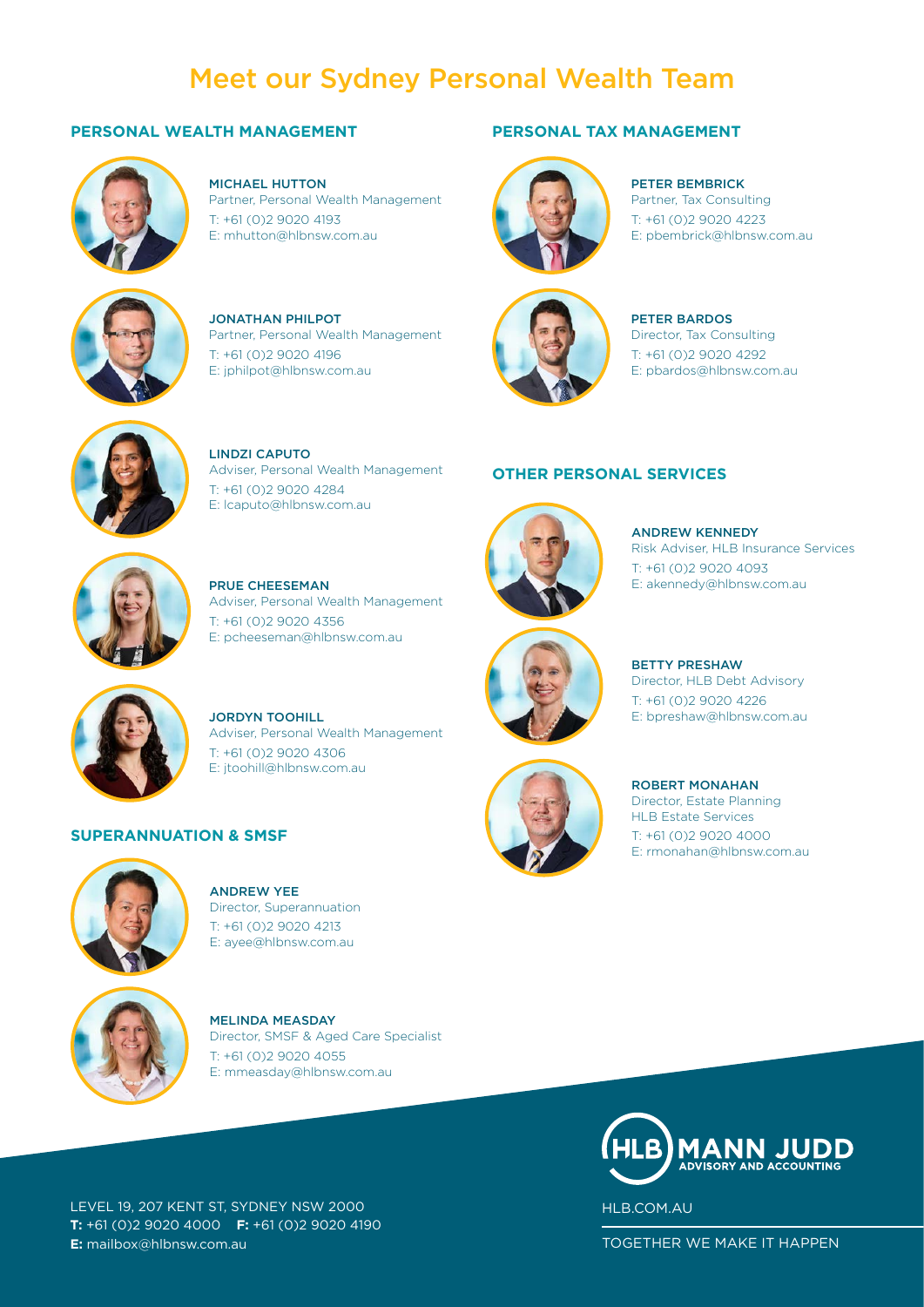# Meet our Sydney Personal Wealth Team

## PERSONAL WEALTH MANAGEMENT

MICHAEL HUTTON
Partner, Personal Wealth Management
T: +61 (0)2 9020 4193
E: mhutton@hlbnsw.com.au

JONATHAN PHILPOT
Partner, Personal Wealth Management
T: +61 (0)2 9020 4196
E: jphilpot@hlbnsw.com.au

LINDZI CAPUTO
Adviser, Personal Wealth Management
T: +61 (0)2 9020 4284
E: lcaputo@hlbnsw.com.au

PRUE CHEESEMAN
Adviser, Personal Wealth Management
T: +61 (0)2 9020 4356
E: pcheeseman@hlbnsw.com.au

JORDYN TOOHILL
Adviser, Personal Wealth Management
T: +61 (0)2 9020 4306
E: jtoohill@hlbnsw.com.au

## SUPERANNUATION & SMSF

ANDREW YEE
Director, Superannuation
T: +61 (0)2 9020 4213
E: ayee@hlbnsw.com.au

MELINDA MEASDAY
Director, SMSF & Aged Care Specialist
T: +61 (0)2 9020 4055
E: mmeasday@hlbnsw.com.au

## PERSONAL TAX MANAGEMENT

PETER BEMBRICK
Partner, Tax Consulting
T: +61 (0)2 9020 4223
E: pbembrick@hlbnsw.com.au

PETER BARDOS
Director, Tax Consulting
T: +61 (0)2 9020 4292
E: pbardos@hlbnsw.com.au

## OTHER PERSONAL SERVICES

ANDREW KENNEDY
Risk Adviser, HLB Insurance Services
T: +61 (0)2 9020 4093
E: akennedy@hlbnsw.com.au

BETTY PRESHAW
Director, HLB Debt Advisory
T: +61 (0)2 9020 4226
E: bpreshaw@hlbnsw.com.au

ROBERT MONAHAN
Director, Estate Planning
HLB Estate Services
T: +61 (0)2 9020 4000
E: rmonahan@hlbnsw.com.au

LEVEL 19, 207 KENT ST, SYDNEY NSW 2000
**T:** +61 (0)2 9020 4000 **F:** +61 (0)2 9020 4190
**E:** mailbox@hlbnsw.com.au

HLB MANN JUDD
ADVISORY AND ACCOUNTING

HLB.COM.AU

TOGETHER WE MAKE IT HAPPEN